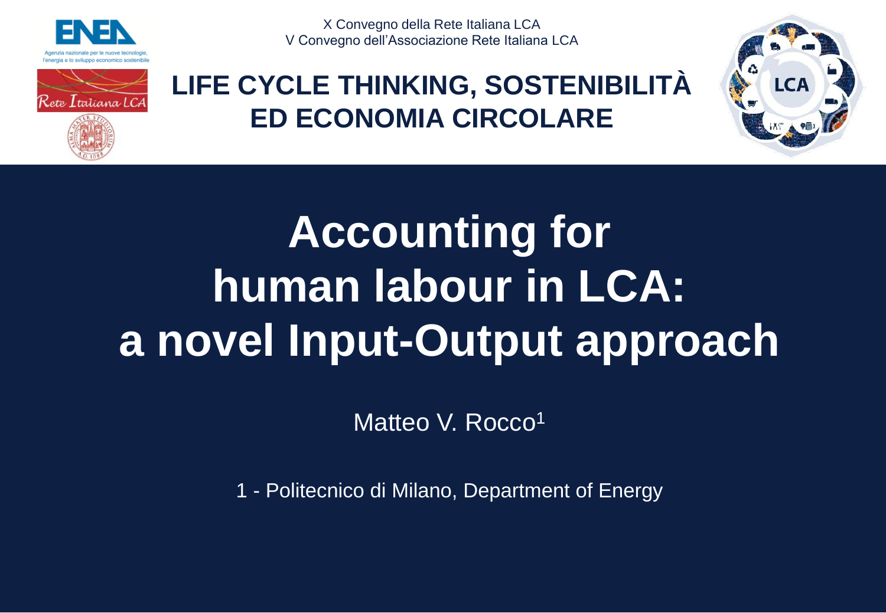X Convegno della Rete Italiana LCA
V Convegno dell'Associazione Rete Italiana LCA

## LIFE CYCLE THINKING, SOSTENIBILITÀ ED ECONOMIA CIRCOLARE

# Accounting for human labour in LCA: a novel Input-Output approach

Matteo V. Rocco[1]

1 - Politecnico di Milano, Department of Energy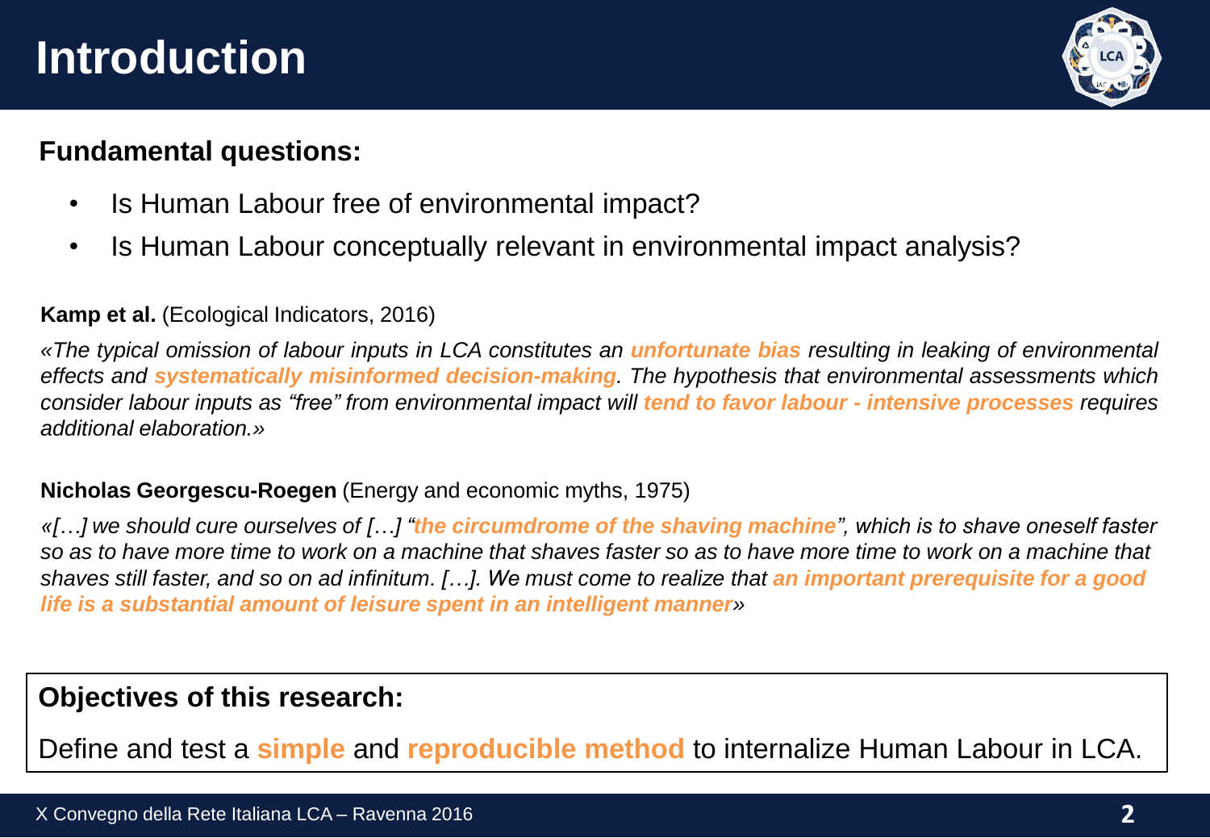# Introduction

**Fundamental questions:**

- Is Human Labour free of environmental impact?
- Is Human Labour conceptually relevant in environmental impact analysis?

**Kamp et al.** (Ecological Indicators, 2016)

*«The typical omission of labour inputs in LCA constitutes an **unfortunate bias** resulting in leaking of environmental effects and **systematically misinformed decision-making**. The hypothesis that environmental assessments which consider labour inputs as "free" from environmental impact will **tend to favor labour - intensive processes** requires additional elaboration.»*

**Nicholas Georgescu-Roegen** (Energy and economic myths, 1975)

*«[…] we should cure ourselves of […] "**the circumdrome of the shaving machine**", which is to shave oneself faster so as to have more time to work on a machine that shaves faster so as to have more time to work on a machine that shaves still faster, and so on ad infinitum. […]. We must come to realize that **an important prerequisite for a good life is a substantial amount of leisure spent in an intelligent manner**»*

**Objectives of this research:**

Define and test a **simple** and **reproducible method** to internalize Human Labour in LCA.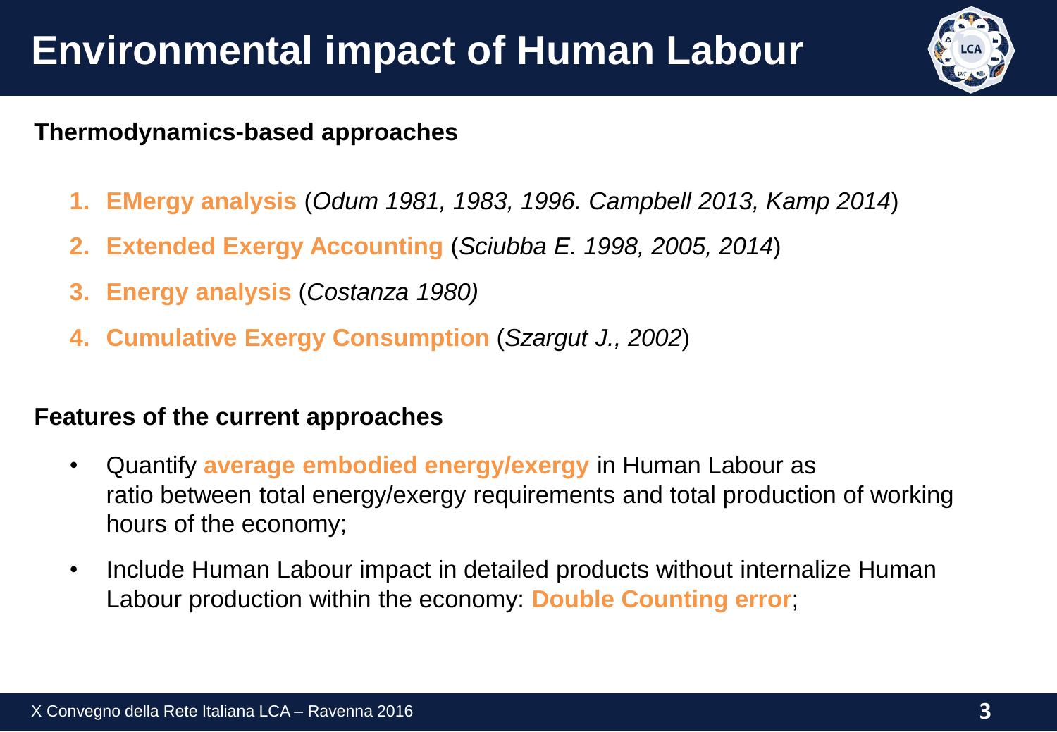# Environmental impact of Human Labour

**Thermodynamics-based approaches**

1. **EMergy analysis** (*Odum 1981, 1983, 1996. Campbell 2013, Kamp 2014*)
2. **Extended Exergy Accounting** (*Sciubba E. 1998, 2005, 2014*)
3. **Energy analysis** (*Costanza 1980)*
4. **Cumulative Exergy Consumption** (*Szargut J., 2002*)

**Features of the current approaches**

- Quantify **average embodied energy/exergy** in Human Labour as ratio between total energy/exergy requirements and total production of working hours of the economy;
- Include Human Labour impact in detailed products without internalize Human Labour production within the economy: **Double Counting error**;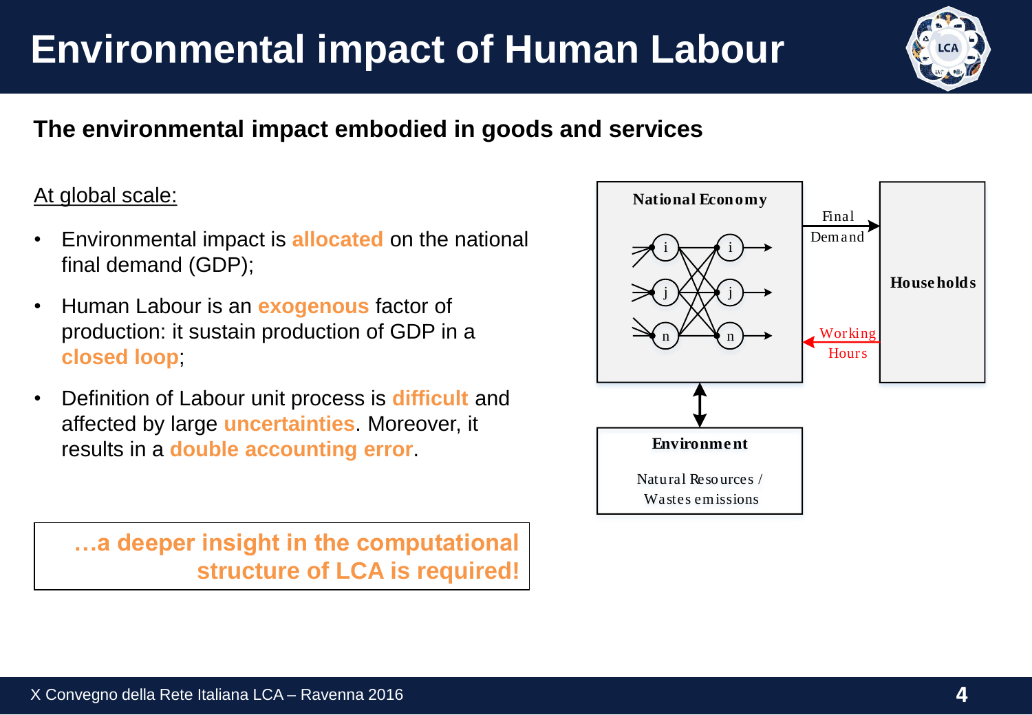# Environmental impact of Human Labour

## The environmental impact embodied in goods and services

At global scale:

- Environmental impact is **allocated** on the national final demand (GDP);
- Human Labour is an **exogenous** factor of production: it sustain production of GDP in a **closed loop**;
- Definition of Labour unit process is **difficult** and affected by large **uncertainties**. Moreover, it results in a **double accounting error**.

**…a deeper insight in the computational structure of LCA is required!**

National Economy

Final Demand

Households

Working Hours

Environment

Natural Resources / Wastes emissions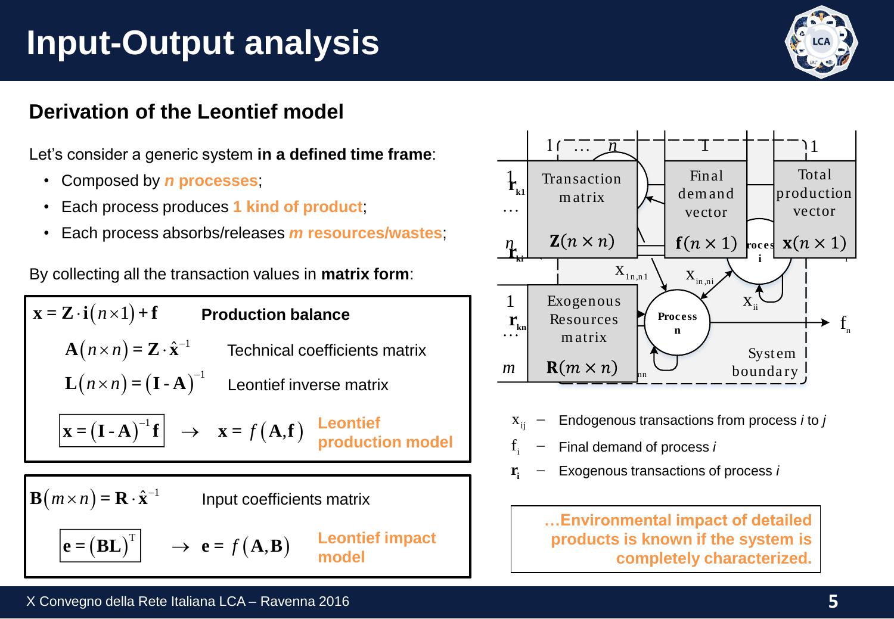# Input-Output analysis

## Derivation of the Leontief model

Let's consider a generic system **in a defined time frame**:

- Composed by ***n* processes**;
- Each process produces **1 kind of product**;
- Each process absorbs/releases ***m* resources/wastes**;

By collecting all the transaction values in **matrix form**:

$$\mathbf{x} = \mathbf{Z} \cdot \mathbf{i}(n \times 1) + \mathbf{f}$$ **Production balance**

$$\mathbf{A}(n \times n) = \mathbf{Z} \cdot \hat{\mathbf{x}}^{-1}$$ Technical coefficients matrix

$$\mathbf{L}(n \times n) = (\mathbf{I} - \mathbf{A})^{-1}$$ Leontief inverse matrix

$$\mathbf{x} = (\mathbf{I} - \mathbf{A})^{-1}\mathbf{f} \rightarrow \mathbf{x} = f(\mathbf{A}, \mathbf{f})$$ **Leontief production model**

$$\mathbf{B}(m \times n) = \mathbf{R} \cdot \hat{\mathbf{x}}^{-1}$$ Input coefficients matrix

$$\mathbf{e} = (\mathbf{BL})^{T} \rightarrow \mathbf{e} = f(\mathbf{A}, \mathbf{B})$$ **Leontief impact model**

- $x_{ij}$ – Endogenous transactions from process *i* to *j*
- $f_i$ – Final demand of process *i*
- $\mathbf{r_i}$ – Exogenous transactions of process *i*

**…Environmental impact of detailed products is known if the system is completely characterized.**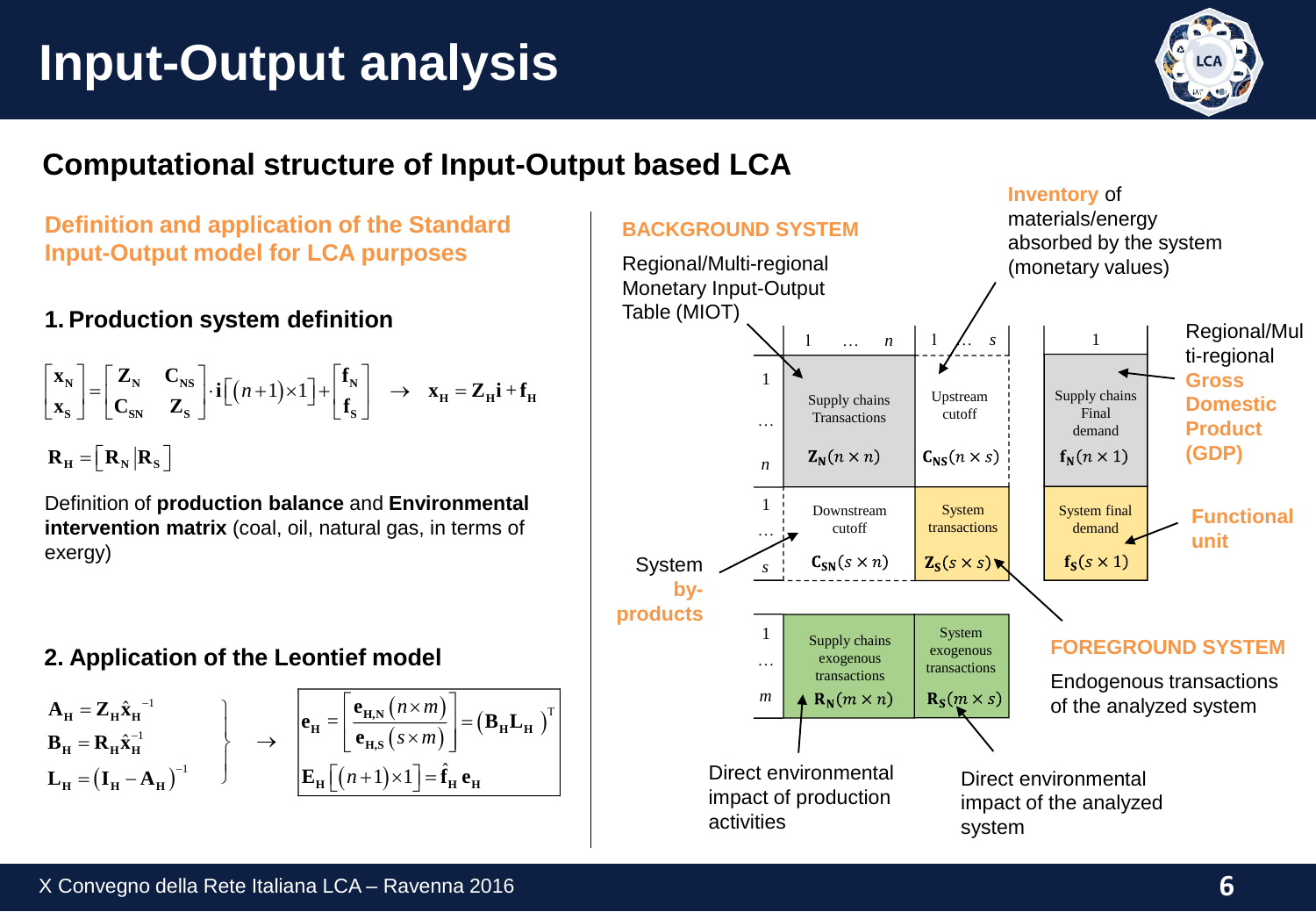# Input-Output analysis

## Computational structure of Input-Output based LCA

### Definition and application of the Standard Input-Output model for LCA purposes

#### 1. Production system definition

$$\begin{bmatrix} \mathbf{x_N} \\ \mathbf{x_S} \end{bmatrix} = \begin{bmatrix} \mathbf{Z_N} & \mathbf{C_{NS}} \\ \mathbf{C_{SN}} & \mathbf{Z_S} \end{bmatrix} \cdot \mathbf{i}\left[(n+1)\times 1\right] + \begin{bmatrix} \mathbf{f_N} \\ \mathbf{f_S} \end{bmatrix} \rightarrow \mathbf{x_H} = \mathbf{Z_H}\mathbf{i} + \mathbf{f_H}$$

$$\mathbf{R_H} = \left[\mathbf{R_N} | \mathbf{R_S}\right]$$

Definition of **production balance** and **Environmental intervention matrix** (coal, oil, natural gas, in terms of exergy)

#### 2. Application of the Leontief model

$$\left.\begin{aligned} \mathbf{A_H} &= \mathbf{Z_H}\hat{\mathbf{x}}_\mathbf{H}^{-1} \\ \mathbf{B_H} &= \mathbf{R_H}\hat{\mathbf{x}}_\mathbf{H}^{-1} \\ \mathbf{L_H} &= \left(\mathbf{I_H} - \mathbf{A_H}\right)^{-1} \end{aligned}\right\} \rightarrow \begin{aligned} \mathbf{e_H} &= \left[\frac{\mathbf{e_{H,N}}(n\times m)}{\mathbf{e_{H,S}}(s\times m)}\right] = \left(\mathbf{B_H}\mathbf{L_H}\right)^{T} \\ \mathbf{E_H}\left[(n+1)\times 1\right] &= \hat{\mathbf{f}}_\mathbf{H}\,\mathbf{e_H} \end{aligned}$$

### BACKGROUND SYSTEM

Regional/Multi-regional Monetary Input-Output Table (MIOT)

|  | 1 … n | 1 … s | 1 |
|---|---|---|---|
| 1 … n | Supply chains Transactions $\mathbf{Z_N}(n\times n)$ | Upstream cutoff $\mathbf{C_{NS}}(n\times s)$ | Supply chains Final demand $\mathbf{f_N}(n\times 1)$ |
| 1 … s | Downstream cutoff $\mathbf{C_{SN}}(s\times n)$ | System transactions $\mathbf{Z_S}(s\times s)$ | System final demand $\mathbf{f_S}(s\times 1)$ |
| 1 … m | Supply chains exogenous transactions $\mathbf{R_N}(m\times n)$ | System exogenous transactions $\mathbf{R_S}(m\times s)$ | |

- **Inventory** of materials/energy absorbed by the system (monetary values)
- Regional/Multi-regional **Gross Domestic Product (GDP)**
- **Functional unit**
- System **by-products**

### FOREGROUND SYSTEM

Endogenous transactions of the analyzed system

- Direct environmental impact of production activities
- Direct environmental impact of the analyzed system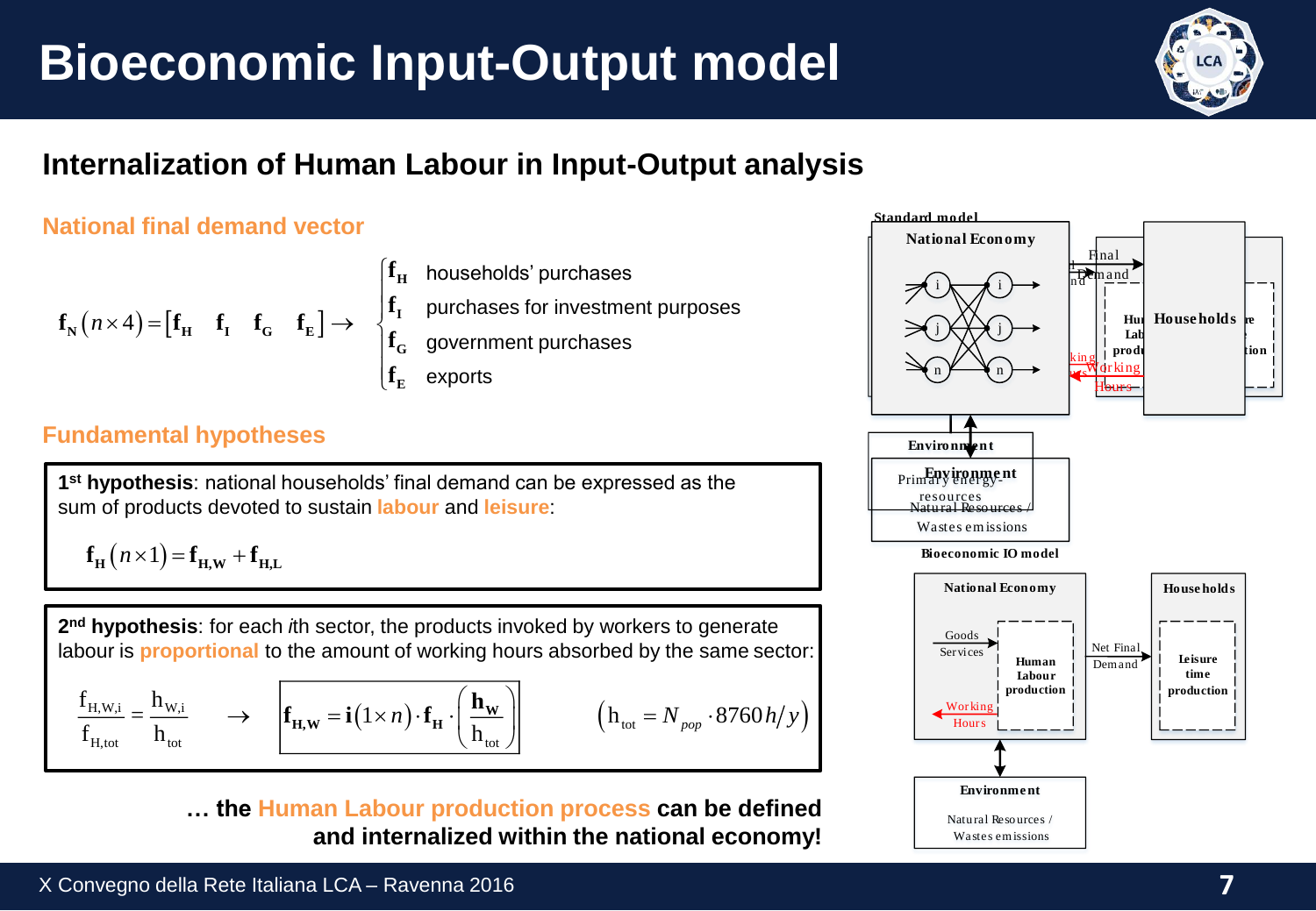# Bioeconomic Input-Output model

## Internalization of Human Labour in Input-Output analysis

### National final demand vector

$$\mathbf{f}_\mathbf{N}\left(n\times 4\right)=\left[\mathbf{f}_\mathbf{H}\quad \mathbf{f}_\mathbf{I}\quad \mathbf{f}_\mathbf{G}\quad \mathbf{f}_\mathbf{E}\right]\rightarrow$$

- $\mathbf{f}_\mathbf{H}$ households' purchases
- $\mathbf{f}_\mathbf{I}$ purchases for investment purposes
- $\mathbf{f}_\mathbf{G}$ government purchases
- $\mathbf{f}_\mathbf{E}$ exports

### Fundamental hypotheses

**1st hypothesis**: national households' final demand can be expressed as the sum of products devoted to sustain labour and leisure:

$$\mathbf{f}_\mathbf{H}\left(n\times 1\right)=\mathbf{f}_\mathbf{H,W}+\mathbf{f}_\mathbf{H,L}$$

**2nd hypothesis**: for each *i*th sector, the products invoked by workers to generate labour is proportional to the amount of working hours absorbed by the same sector:

$$\frac{\mathrm{f}_{\mathrm{H,W,i}}}{\mathrm{f}_{\mathrm{H,tot}}}=\frac{\mathrm{h}_{\mathrm{W,i}}}{\mathrm{h}_{\mathrm{tot}}}\quad\rightarrow\quad \mathbf{f}_\mathbf{H,W}=\mathbf{i}\left(1\times n\right)\cdot\mathbf{f}_\mathbf{H}\cdot\left(\frac{\mathbf{h}_\mathbf{W}}{\mathrm{h}_{\mathrm{tot}}}\right)\qquad \left(\mathrm{h}_{\mathrm{tot}}=N_{pop}\cdot 8760\,h/y\right)$$

**… the Human Labour production process can be defined and internalized within the national economy!**

Standard model

National Economy — Final Demand → Households — Environment: Primary energy-resources / Natural Resources / Wastes emissions

Bioeconomic IO model

National Economy: Goods Services → Human Labour production; Working Hours — Net Final Demand → Households: Leisure time production — Environment: Natural Resources / Wastes emissions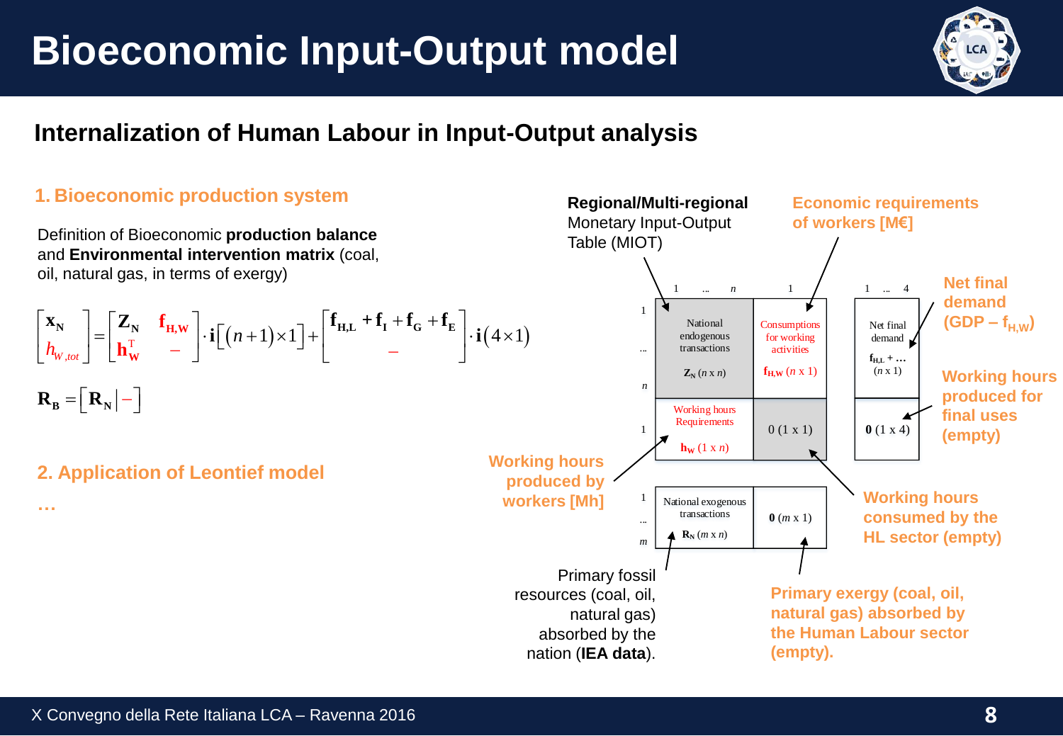# Bioeconomic Input-Output model

## Internalization of Human Labour in Input-Output analysis

### 1. Bioeconomic production system

Definition of Bioeconomic **production balance** and **Environmental intervention matrix** (coal, oil, natural gas, in terms of exergy)

$$\begin{bmatrix} \mathbf{x_N} \\ h_{W,tot} \end{bmatrix} = \begin{bmatrix} \mathbf{Z_N} & \mathbf{f_{H,W}} \\ \mathbf{h_W^T} & - \end{bmatrix} \cdot \mathbf{i}\left[(n+1)\times 1\right] + \begin{bmatrix} \mathbf{f_{H,L}} + \mathbf{f_I} + \mathbf{f_G} + \mathbf{f_E} \\ - \end{bmatrix} \cdot \mathbf{i}(4\times 1)$$

$$\mathbf{R_B} = \left[\mathbf{R_N} \,|\, -\right]$$

### 2. Application of Leontief model

…

**Regional/Multi-regional** Monetary Input-Output Table (MIOT)

| | 1 … n | 1 | | 1 … 4 |
|---|---|---|---|---|
| 1 … n | National endogenous transactions $\mathbf{Z_N}$ ($n$ x $n$) | Consumptions for working activities $\mathbf{f_{H,W}}$ ($n$ x 1) | | Net final demand $\mathbf{f_{H,L}}$ + … ($n$ x 1) |
| 1 | Working hours Requirements $\mathbf{h_W}$ (1 x $n$) | 0 (1 x 1) | | $\mathbf{0}$ (1 x 4) |
| 1 … m | National exogenous transactions $\mathbf{R_N}$ ($m$ x $n$) | $\mathbf{0}$ ($m$ x 1) | | |

Economic requirements of workers [M€]

Net final demand (GDP – $f_{H,W}$)

Working hours produced for final uses (empty)

Working hours produced by workers [Mh]

Working hours consumed by the HL sector (empty)

Primary fossil resources (coal, oil, natural gas) absorbed by the nation (**IEA data**).

Primary exergy (coal, oil, natural gas) absorbed by the Human Labour sector (empty).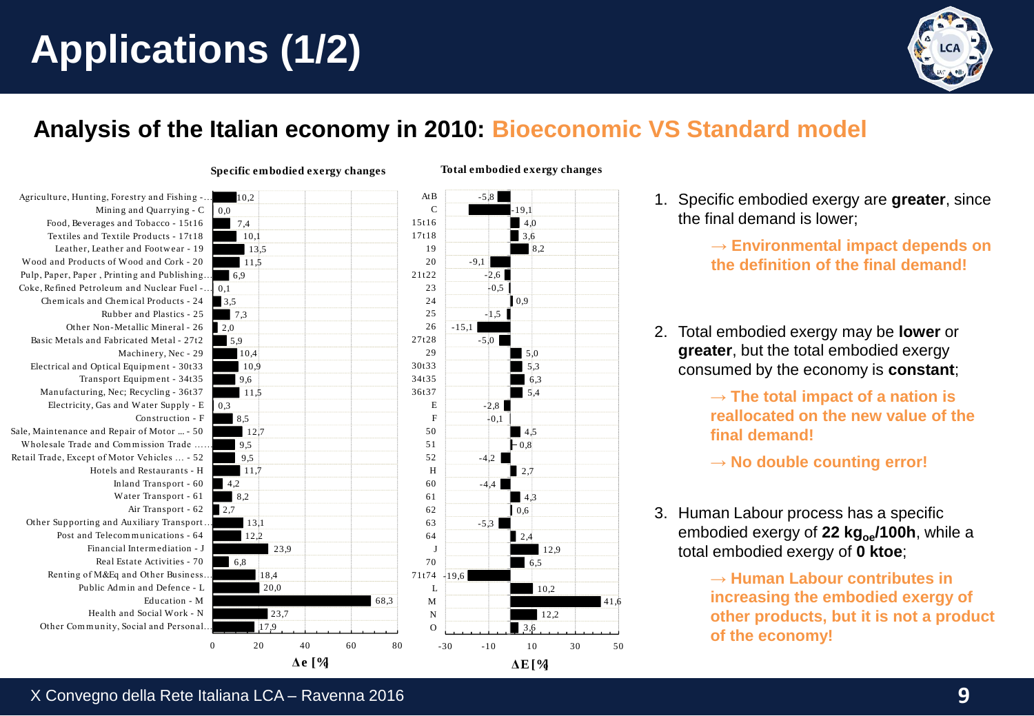# Applications (1/2)

## Analysis of the Italian economy in 2010: Bioeconomic VS Standard model

**Specific embodied exergy changes** / **Total embodied exergy changes**

| Sector | Specific embodied exergy changes Δe [%] | Code | Total embodied exergy changes ΔE [%] |
|---|---|---|---|
| Agriculture, Hunting, Forestry and Fishing -… | 10,2 | AtB | -5,8 |
| Mining and Quarrying - C | 0,0 | C | -19,1 |
| Food, Beverages and Tobacco - 15t16 | 7,4 | 15t16 | 4,0 |
| Textiles and Textile Products - 17t18 | 10,1 | 17t18 | 3,6 |
| Leather, Leather and Footwear - 19 | 13,5 | 19 | 8,2 |
| Wood and Products of Wood and Cork - 20 | 11,5 | 20 | -9,1 |
| Pulp, Paper, Paper , Printing and Publishing… | 6,9 | 21t22 | -2,6 |
| Coke, Refined Petroleum and Nuclear Fuel -… | 0,1 | 23 | -0,5 |
| Chemicals and Chemical Products - 24 | 3,5 | 24 | 0,9 |
| Rubber and Plastics - 25 | 7,3 | 25 | -1,5 |
| Other Non-Metallic Mineral - 26 | 2,0 | 26 | -15,1 |
| Basic Metals and Fabricated Metal - 27t2 | 5,9 | 27t28 | -5,0 |
| Machinery, Nec - 29 | 10,4 | 29 | 5,0 |
| Electrical and Optical Equipment - 30t33 | 10,9 | 30t33 | 5,3 |
| Transport Equipment - 34t35 | 9,6 | 34t35 | 6,3 |
| Manufacturing, Nec; Recycling - 36t37 | 11,5 | 36t37 | 5,4 |
| Electricity, Gas and Water Supply - E | 0,3 | E | -2,8 |
| Construction - F | 8,5 | F | -0,1 |
| Sale, Maintenance and Repair of Motor ... - 50 | 12,7 | 50 | 4,5 |
| Wholesale Trade and Commission Trade ….. | 9,5 | 51 | 0,8 |
| Retail Trade, Except of Motor Vehicles ... - 52 | 9,5 | 52 | -4,2 |
| Hotels and Restaurants - H | 11,7 | H | 2,7 |
| Inland Transport - 60 | 4,2 | 60 | -4,4 |
| Water Transport - 61 | 8,2 | 61 | 4,3 |
| Air Transport - 62 | 2,7 | 62 | 0,6 |
| Other Supporting and Auxiliary Transport… | 13,1 | 63 | -5,3 |
| Post and Telecommunications - 64 | 12,2 | 64 | 2,4 |
| Financial Intermediation - J | 23,9 | J | 12,9 |
| Real Estate Activities - 70 | 6,8 | 70 | 6,5 |
| Renting of M&Eq and Other Business… | 18,4 | 71t74 | -19,6 |
| Public Admin and Defence - L | 20,0 | L | 10,2 |
| Education - M | 68,3 | M | 41,6 |
| Health and Social Work - N | 23,7 | N | 12,2 |
| Other Community, Social and Personal… | 17,9 | O | 3,6 |

1. Specific embodied exergy are **greater**, since the final demand is lower;

   **→ Environmental impact depends on the definition of the final demand!**

2. Total embodied exergy may be **lower** or **greater**, but the total embodied exergy consumed by the economy is **constant**;

   **→ The total impact of a nation is reallocated on the new value of the final demand!**

   **→ No double counting error!**

3. Human Labour process has a specific embodied exergy of **22 $kg_{oe}$/100h**, while a total embodied exergy of **0 ktoe**;

   **→ Human Labour contributes in increasing the embodied exergy of other products, but it is not a product of the economy!**

X Convegno della Rete Italiana LCA – Ravenna 2016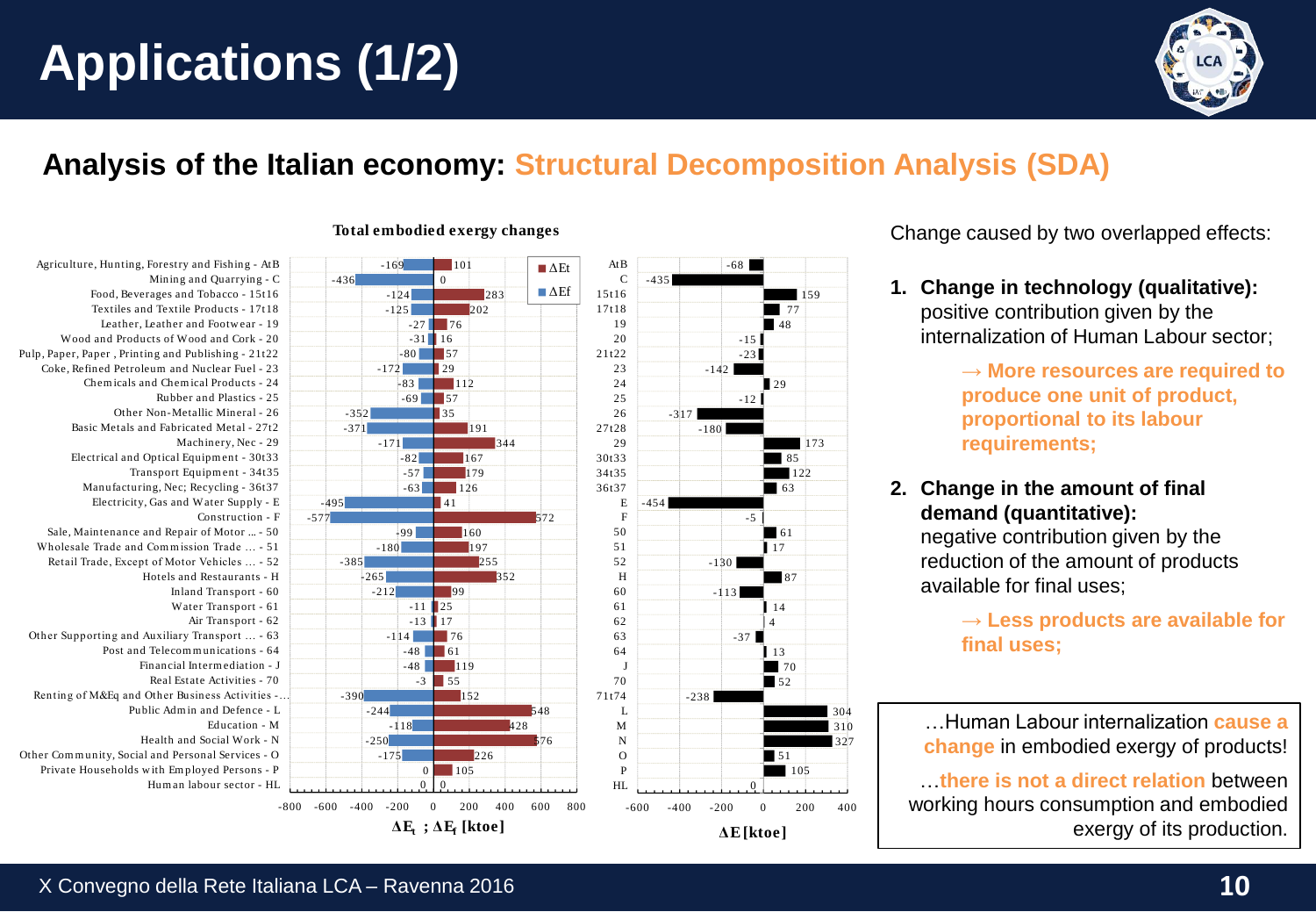# Applications (1/2)

## Analysis of the Italian economy: Structural Decomposition Analysis (SDA)

**Total embodied exergy changes**

| Sector | ΔEt | ΔEf | Code | ΔE |
|---|---|---|---|---|
| Agriculture, Hunting, Forestry and Fishing - AtB | -169 | 101 | AtB | -68 |
| Mining and Quarrying - C | -436 | 0 | C | -435 |
| Food, Beverages and Tobacco - 15t16 | -124 | 283 | 15t16 | 159 |
| Textiles and Textile Products - 17t18 | -125 | 202 | 17t18 | 77 |
| Leather, Leather and Footwear - 19 | -27 | 76 | 19 | 48 |
| Wood and Products of Wood and Cork - 20 | -31 | 16 | 20 | -15 |
| Pulp, Paper, Paper, Printing and Publishing - 21t22 | -80 | 57 | 21t22 | -23 |
| Coke, Refined Petroleum and Nuclear Fuel - 23 | -172 | 29 | 23 | -142 |
| Chemicals and Chemical Products - 24 | -83 | 112 | 24 | 29 |
| Rubber and Plastics - 25 | -69 | 57 | 25 | -12 |
| Other Non-Metallic Mineral - 26 | -352 | 35 | 26 | -317 |
| Basic Metals and Fabricated Metal - 27t28 | -371 | 191 | 27t28 | -180 |
| Machinery, Nec - 29 | -171 | 344 | 29 | 173 |
| Electrical and Optical Equipment - 30t33 | -82 | 167 | 30t33 | 85 |
| Transport Equipment - 34t35 | -57 | 179 | 34t35 | 122 |
| Manufacturing, Nec; Recycling - 36t37 | -63 | 126 | 36t37 | 63 |
| Electricity, Gas and Water Supply - E | -495 | 41 | E | -454 |
| Construction - F | -577 | 572 | F | -5 |
| Sale, Maintenance and Repair of Motor ... - 50 | -99 | 160 | 50 | 61 |
| Wholesale Trade and Commission Trade ... - 51 | -180 | 197 | 51 | 17 |
| Retail Trade, Except of Motor Vehicles ... - 52 | -385 | 255 | 52 | -130 |
| Hotels and Restaurants - H | -265 | 352 | H | 87 |
| Inland Transport - 60 | -212 | 99 | 60 | -113 |
| Water Transport - 61 | -11 | 25 | 61 | 14 |
| Air Transport - 62 | -13 | 17 | 62 | 4 |
| Other Supporting and Auxiliary Transport ... - 63 | -114 | 76 | 63 | -37 |
| Post and Telecommunications - 64 | -48 | 61 | 64 | 13 |
| Financial Intermediation - J | -48 | 119 | J | 70 |
| Real Estate Activities - 70 | -3 | 55 | 70 | 52 |
| Renting of M&Eq and Other Business Activities -... | -390 | 152 | 71t74 | -238 |
| Public Admin and Defence - L | -244 | 548 | L | 304 |
| Education - M | -118 | 428 | M | 310 |
| Health and Social Work - N | -250 | 576 | N | 327 |
| Other Community, Social and Personal Services - O | -175 | 226 | O | 51 |
| Private Households with Employed Persons - P | 0 | 105 | P | 105 |
| Human labour sector - HL | 0 | 0 | HL | 0 |

$\Delta E_t$ ; $\Delta E_f$ [ktoe] — $\Delta E$ [ktoe]

Change caused by two overlapped effects:

1. **Change in technology (qualitative):** positive contribution given by the internalization of Human Labour sector;

   **→ More resources are required to produce one unit of product, proportional to its labour requirements;**

2. **Change in the amount of final demand (quantitative):** negative contribution given by the reduction of the amount of products available for final uses;

   **→ Less products are available for final uses;**

…Human Labour internalization **cause a change** in embodied exergy of products!

…**there is not a direct relation** between working hours consumption and embodied exergy of its production.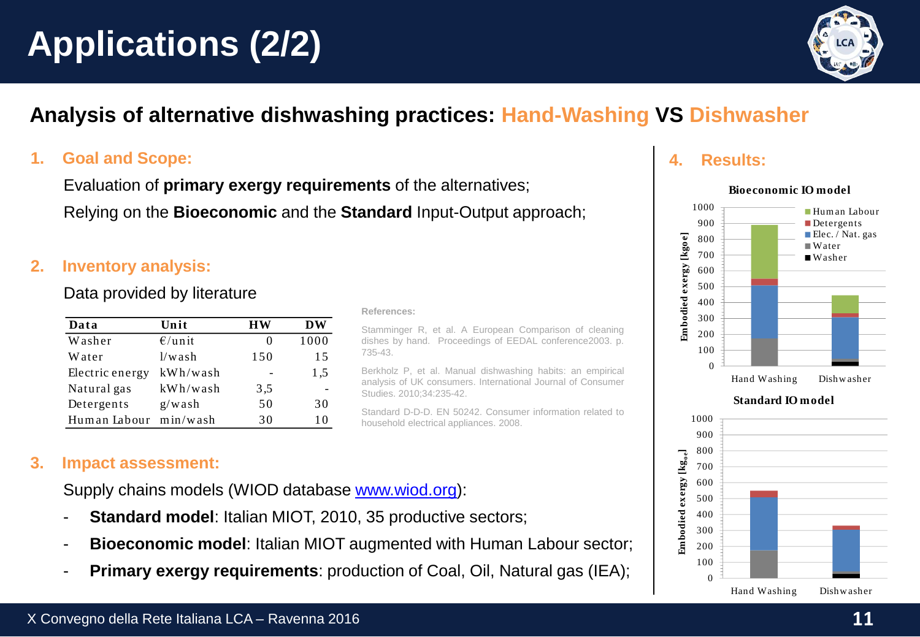# Applications (2/2)

## Analysis of alternative dishwashing practices: Hand-Washing VS Dishwasher

### 1. Goal and Scope:

Evaluation of **primary exergy requirements** of the alternatives;

Relying on the **Bioeconomic** and the **Standard** Input-Output approach;

### 2. Inventory analysis:

Data provided by literature

| Data | Unit | HW | DW |
|---|---|---|---|
| Washer | €/unit | 0 | 1000 |
| Water | l/wash | 150 | 15 |
| Electric energy | kWh/wash | - | 1,5 |
| Natural gas | kWh/wash | 3,5 | - |
| Detergents | g/wash | 50 | 30 |
| Human Labour | min/wash | 30 | 10 |

**References:**

Stamminger R, et al. A European Comparison of cleaning dishes by hand. Proceedings of EEDAL conference2003. p. 735-43.

Berkholz P, et al. Manual dishwashing habits: an empirical analysis of UK consumers. International Journal of Consumer Studies. 2010;34:235-42.

Standard D-D-D. EN 50242. Consumer information related to household electrical appliances. 2008.

### 3. Impact assessment:

Supply chains models (WIOD database www.wiod.org):

- **Standard model**: Italian MIOT, 2010, 35 productive sectors;
- **Bioeconomic model**: Italian MIOT augmented with Human Labour sector;
- **Primary exergy requirements**: production of Coal, Oil, Natural gas (IEA);

### 4. Results:

**Bioeconomic IO model**

**Standard IO model**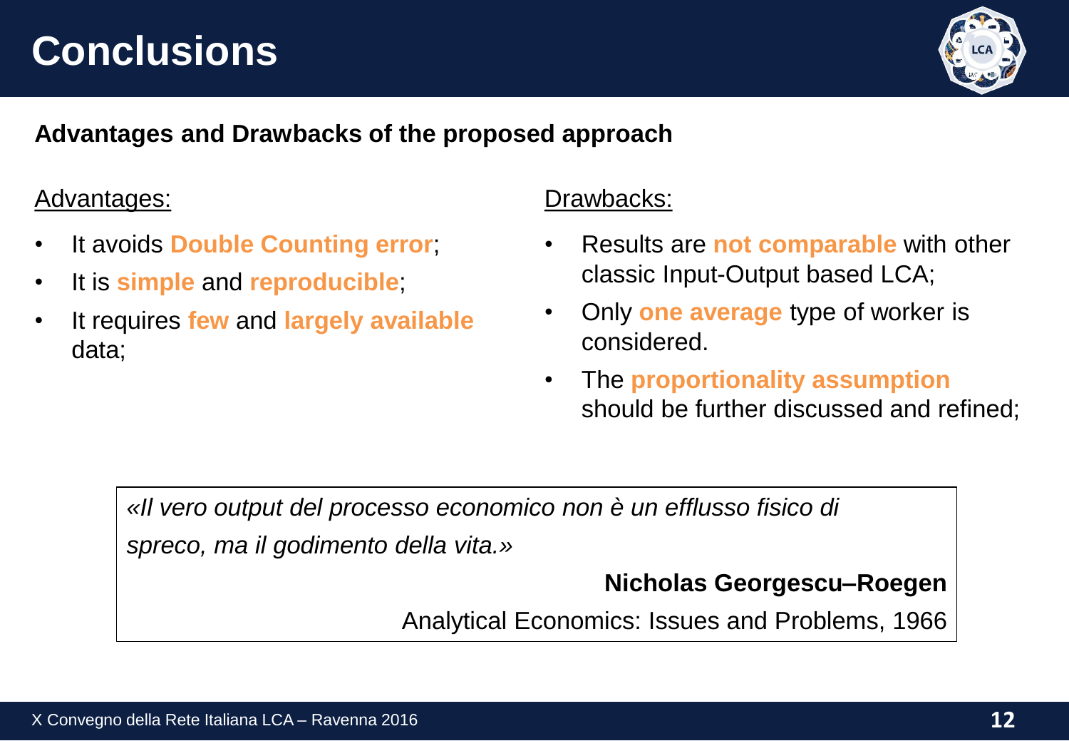# Conclusions

**Advantages and Drawbacks of the proposed approach**

Advantages:

- It avoids **Double Counting error**;
- It is **simple** and **reproducible**;
- It requires **few** and **largely available** data;

Drawbacks:

- Results are **not comparable** with other classic Input-Output based LCA;
- Only **one average** type of worker is considered.
- The **proportionality assumption** should be further discussed and refined;

> *«Il vero output del processo economico non è un efflusso fisico di spreco, ma il godimento della vita.»*
>
> **Nicholas Georgescu–Roegen**
>
> Analytical Economics: Issues and Problems, 1966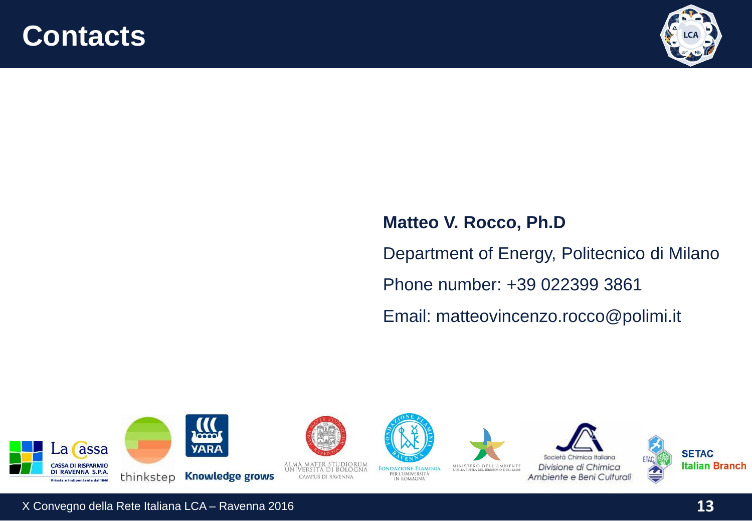# Contacts

**Matteo V. Rocco, Ph.D**

Department of Energy, Politecnico di Milano

Phone number: +39 022399 3861

Email: matteovincenzo.rocco@polimi.it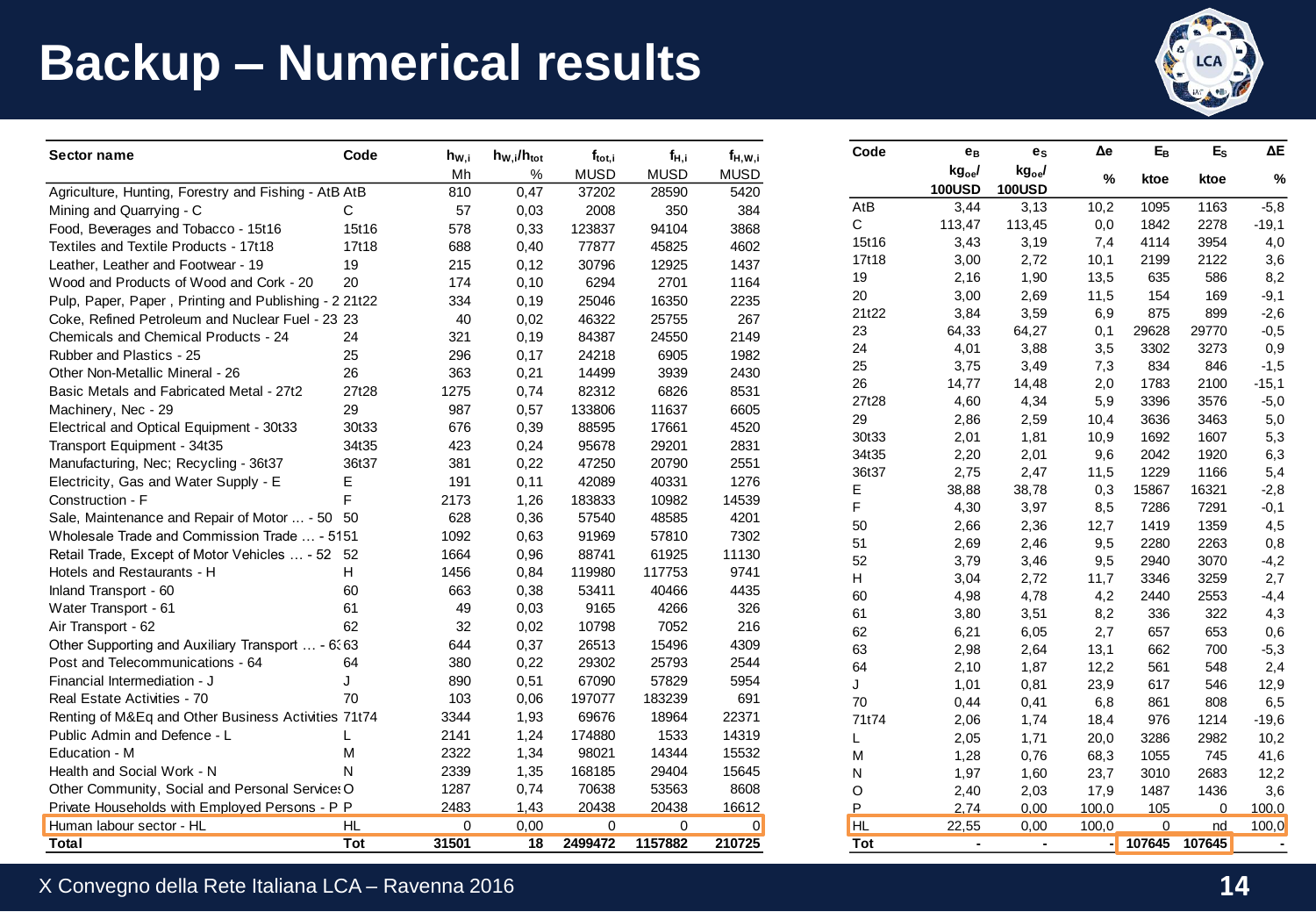# Backup – Numerical results

| Sector name | Code | $h_{w,i}$ | $h_{w,i}/h_{tot}$ | $f_{tot,i}$ | $f_{H,i}$ | $f_{H,w,i}$ |
|---|---|---|---|---|---|---|
| | | Mh | % | MUSD | MUSD | MUSD |
| Agriculture, Hunting, Forestry and Fishing - AtB | AtB | 810 | 0,47 | 37202 | 28590 | 5420 |
| Mining and Quarrying - C | C | 57 | 0,03 | 2008 | 350 | 384 |
| Food, Beverages and Tobacco - 15t16 | 15t16 | 578 | 0,33 | 123837 | 94104 | 3868 |
| Textiles and Textile Products - 17t18 | 17t18 | 688 | 0,40 | 77877 | 45825 | 4602 |
| Leather, Leather and Footwear - 19 | 19 | 215 | 0,12 | 30796 | 12925 | 1437 |
| Wood and Products of Wood and Cork - 20 | 20 | 174 | 0,10 | 6294 | 2701 | 1164 |
| Pulp, Paper, Paper , Printing and Publishing - 2 | 21t22 | 334 | 0,19 | 25046 | 16350 | 2235 |
| Coke, Refined Petroleum and Nuclear Fuel - 23 | 23 | 40 | 0,02 | 46322 | 25755 | 267 |
| Chemicals and Chemical Products - 24 | 24 | 321 | 0,19 | 84387 | 24550 | 2149 |
| Rubber and Plastics - 25 | 25 | 296 | 0,17 | 24218 | 6905 | 1982 |
| Other Non-Metallic Mineral - 26 | 26 | 363 | 0,21 | 14499 | 3939 | 2430 |
| Basic Metals and Fabricated Metal - 27t2 | 27t28 | 1275 | 0,74 | 82312 | 6826 | 8531 |
| Machinery, Nec - 29 | 29 | 987 | 0,57 | 133806 | 11637 | 6605 |
| Electrical and Optical Equipment - 30t33 | 30t33 | 676 | 0,39 | 88595 | 17661 | 4520 |
| Transport Equipment - 34t35 | 34t35 | 423 | 0,24 | 95678 | 29201 | 2831 |
| Manufacturing, Nec; Recycling - 36t37 | 36t37 | 381 | 0,22 | 47250 | 20790 | 2551 |
| Electricity, Gas and Water Supply - E | E | 191 | 0,11 | 42089 | 40331 | 1276 |
| Construction - F | F | 2173 | 1,26 | 183833 | 10982 | 14539 |
| Sale, Maintenance and Repair of Motor ... - 50 | 50 | 628 | 0,36 | 57540 | 48585 | 4201 |
| Wholesale Trade and Commission Trade ... - 51 | 51 | 1092 | 0,63 | 91969 | 57810 | 7302 |
| Retail Trade, Except of Motor Vehicles ... - 52 | 52 | 1664 | 0,96 | 88741 | 61925 | 11130 |
| Hotels and Restaurants - H | H | 1456 | 0,84 | 119980 | 117753 | 9741 |
| Inland Transport - 60 | 60 | 663 | 0,38 | 53411 | 40466 | 4435 |
| Water Transport - 61 | 61 | 49 | 0,03 | 9165 | 4266 | 326 |
| Air Transport - 62 | 62 | 32 | 0,02 | 10798 | 7052 | 216 |
| Other Supporting and Auxiliary Transport ... - 6 | 63 | 644 | 0,37 | 26513 | 15496 | 4309 |
| Post and Telecommunications - 64 | 64 | 380 | 0,22 | 29302 | 25793 | 2544 |
| Financial Intermediation - J | J | 890 | 0,51 | 67090 | 57829 | 5954 |
| Real Estate Activities - 70 | 70 | 103 | 0,06 | 197077 | 183239 | 691 |
| Renting of M&Eq and Other Business Activities | 71t74 | 3344 | 1,93 | 69676 | 18964 | 22371 |
| Public Admin and Defence - L | L | 2141 | 1,24 | 174880 | 1533 | 14319 |
| Education - M | M | 2322 | 1,34 | 98021 | 14344 | 15532 |
| Health and Social Work - N | N | 2339 | 1,35 | 168185 | 29404 | 15645 |
| Other Community, Social and Personal Services | O | 1287 | 0,74 | 70638 | 53563 | 8608 |
| Private Households with Employed Persons - P | P | 2483 | 1,43 | 20438 | 20438 | 16612 |
| Human labour sector - HL | HL | 0 | 0,00 | 0 | 0 | 0 |
| **Total** | **Tot** | **31501** | **18** | **2499472** | **1157882** | **210725** |

| Code | $e_B$ | $e_S$ | Δe | $E_B$ | $E_S$ | ΔE |
|---|---|---|---|---|---|---|
| | $kg_{oe}$/100USD | $kg_{oe}$/100USD | % | ktoe | ktoe | % |
| AtB | 3,44 | 3,13 | 10,2 | 1095 | 1163 | -5,8 |
| C | 113,47 | 113,45 | 0,0 | 1842 | 2278 | -19,1 |
| 15t16 | 3,43 | 3,19 | 7,4 | 4114 | 3954 | 4,0 |
| 17t18 | 3,00 | 2,72 | 10,1 | 2199 | 2122 | 3,6 |
| 19 | 2,16 | 1,90 | 13,5 | 635 | 586 | 8,2 |
| 20 | 3,00 | 2,69 | 11,5 | 154 | 169 | -9,1 |
| 21t22 | 3,84 | 3,59 | 6,9 | 875 | 899 | -2,6 |
| 23 | 64,33 | 64,27 | 0,1 | 29628 | 29770 | -0,5 |
| 24 | 4,01 | 3,88 | 3,5 | 3302 | 3273 | 0,9 |
| 25 | 3,75 | 3,49 | 7,3 | 834 | 846 | -1,5 |
| 26 | 14,77 | 14,48 | 2,0 | 1783 | 2100 | -15,1 |
| 27t28 | 4,60 | 4,34 | 5,9 | 3396 | 3576 | -5,0 |
| 29 | 2,86 | 2,59 | 10,4 | 3636 | 3463 | 5,0 |
| 30t33 | 2,01 | 1,81 | 10,9 | 1692 | 1607 | 5,3 |
| 34t35 | 2,20 | 2,01 | 9,6 | 2042 | 1920 | 6,3 |
| 36t37 | 2,75 | 2,47 | 11,5 | 1229 | 1166 | 5,4 |
| E | 38,88 | 38,78 | 0,3 | 15867 | 16321 | -2,8 |
| F | 4,30 | 3,97 | 8,5 | 7286 | 7291 | -0,1 |
| 50 | 2,66 | 2,36 | 12,7 | 1419 | 1359 | 4,5 |
| 51 | 2,69 | 2,46 | 9,5 | 2280 | 2263 | 0,8 |
| 52 | 3,79 | 3,46 | 9,5 | 2940 | 3070 | -4,2 |
| H | 3,04 | 2,72 | 11,7 | 3346 | 3259 | 2,7 |
| 60 | 4,98 | 4,78 | 4,2 | 2440 | 2553 | -4,4 |
| 61 | 3,80 | 3,51 | 8,2 | 336 | 322 | 4,3 |
| 62 | 6,21 | 6,05 | 2,7 | 657 | 653 | 0,6 |
| 63 | 2,98 | 2,64 | 13,1 | 662 | 700 | -5,3 |
| 64 | 2,10 | 1,87 | 12,2 | 561 | 548 | 2,4 |
| J | 1,01 | 0,81 | 23,9 | 617 | 546 | 12,9 |
| 70 | 0,44 | 0,41 | 6,8 | 861 | 808 | 6,5 |
| 71t74 | 2,06 | 1,74 | 18,4 | 976 | 1214 | -19,6 |
| L | 2,05 | 1,71 | 20,0 | 3286 | 2982 | 10,2 |
| M | 1,28 | 0,76 | 68,3 | 1055 | 745 | 41,6 |
| N | 1,97 | 1,60 | 23,7 | 3010 | 2683 | 12,2 |
| O | 2,40 | 2,03 | 17,9 | 1487 | 1436 | 3,6 |
| P | 2,74 | 0,00 | 100,0 | 105 | 0 | 100,0 |
| HL | 22,55 | 0,00 | 100,0 | 0 | nd | 100,0 |
| **Tot** | - | - | - | **107645** | **107645** | - |

X Convegno della Rete Italiana LCA – Ravenna 2016